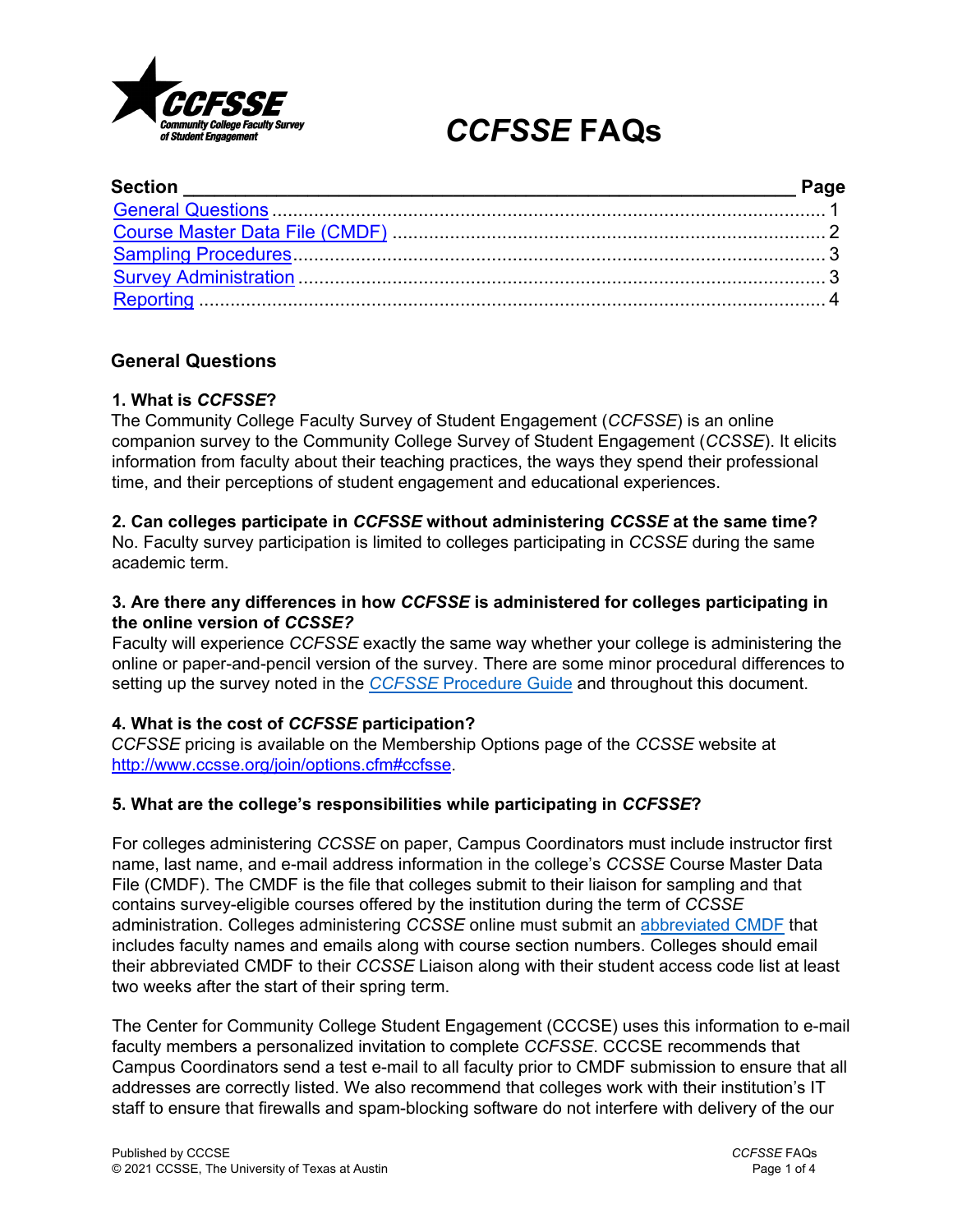# *CCFSSE* FAQs

| Section | Page |
| --- | --- |
| General Questions | 1 |
| Course Master Data File (CMDF) | 2 |
| Sampling Procedures | 3 |
| Survey Administration | 3 |
| Reporting | 4 |

## General Questions

**1. What is *CCFSSE*?**
The Community College Faculty Survey of Student Engagement (*CCFSSE*) is an online companion survey to the Community College Survey of Student Engagement (*CCSSE*). It elicits information from faculty about their teaching practices, the ways they spend their professional time, and their perceptions of student engagement and educational experiences.

**2. Can colleges participate in *CCFSSE* without administering *CCSSE* at the same time?**
No. Faculty survey participation is limited to colleges participating in *CCSSE* during the same academic term.

**3. Are there any differences in how *CCFSSE* is administered for colleges participating in the online version of *CCSSE?***
Faculty will experience *CCFSSE* exactly the same way whether your college is administering the online or paper-and-pencil version of the survey. There are some minor procedural differences to setting up the survey noted in the *CCFSSE* Procedure Guide and throughout this document.

**4. What is the cost of *CCFSSE* participation?**
*CCFSSE* pricing is available on the Membership Options page of the *CCSSE* website at http://www.ccsse.org/join/options.cfm#ccfsse.

**5. What are the college's responsibilities while participating in *CCFSSE*?**

For colleges administering *CCSSE* on paper, Campus Coordinators must include instructor first name, last name, and e-mail address information in the college's *CCSSE* Course Master Data File (CMDF). The CMDF is the file that colleges submit to their liaison for sampling and that contains survey-eligible courses offered by the institution during the term of *CCSSE* administration. Colleges administering *CCSSE* online must submit an abbreviated CMDF that includes faculty names and emails along with course section numbers. Colleges should email their abbreviated CMDF to their *CCSSE* Liaison along with their student access code list at least two weeks after the start of their spring term.

The Center for Community College Student Engagement (CCCSE) uses this information to e-mail faculty members a personalized invitation to complete *CCFSSE*. CCCSE recommends that Campus Coordinators send a test e-mail to all faculty prior to CMDF submission to ensure that all addresses are correctly listed. We also recommend that colleges work with their institution's IT staff to ensure that firewalls and spam-blocking software do not interfere with delivery of the our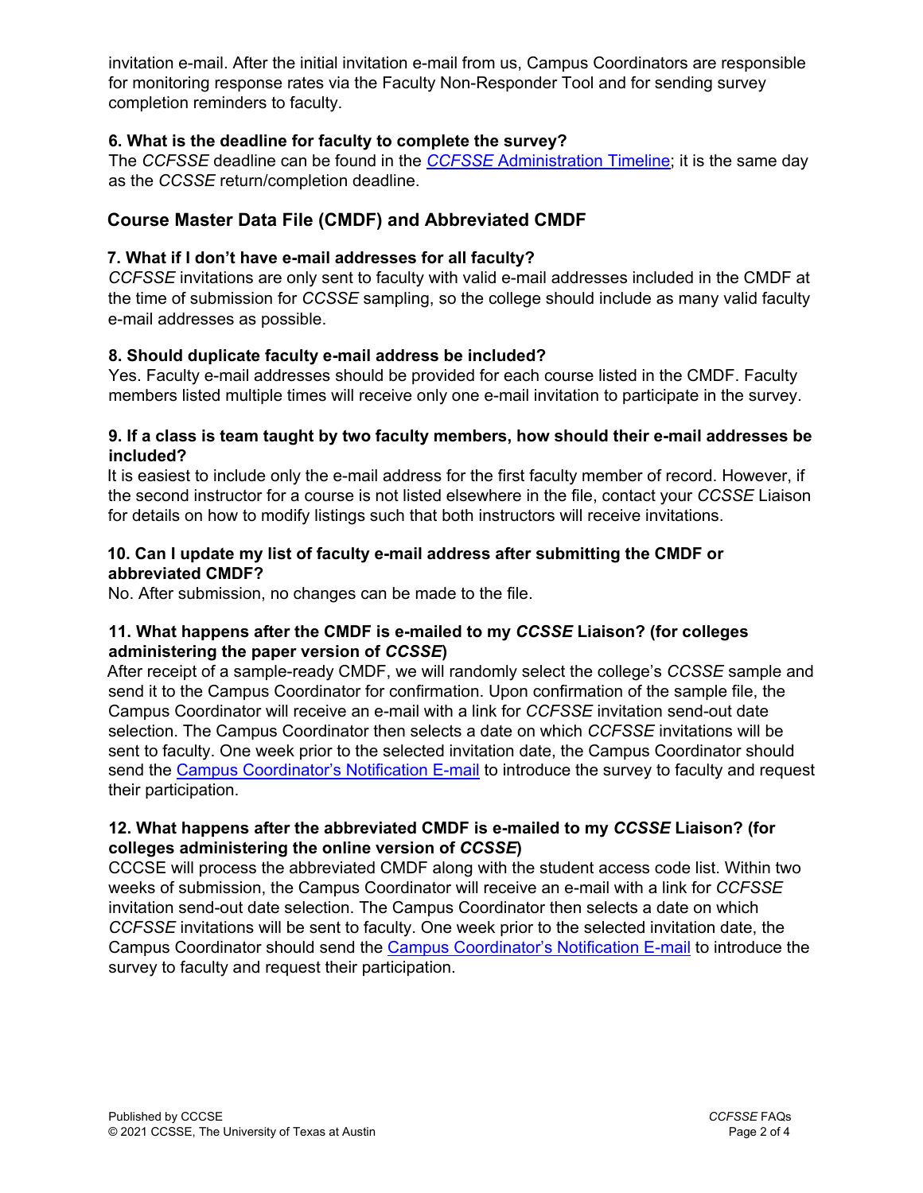invitation e-mail. After the initial invitation e-mail from us, Campus Coordinators are responsible for monitoring response rates via the Faculty Non-Responder Tool and for sending survey completion reminders to faculty.

### 6. What is the deadline for faculty to complete the survey?

The *CCFSSE* deadline can be found in the *CCFSSE* Administration Timeline; it is the same day as the *CCSSE* return/completion deadline.

## Course Master Data File (CMDF) and Abbreviated CMDF

### 7. What if I don't have e-mail addresses for all faculty?

*CCFSSE* invitations are only sent to faculty with valid e-mail addresses included in the CMDF at the time of submission for *CCSSE* sampling, so the college should include as many valid faculty e-mail addresses as possible.

### 8. Should duplicate faculty e-mail address be included?

Yes. Faculty e-mail addresses should be provided for each course listed in the CMDF. Faculty members listed multiple times will receive only one e-mail invitation to participate in the survey.

### 9. If a class is team taught by two faculty members, how should their e-mail addresses be included?

It is easiest to include only the e-mail address for the first faculty member of record. However, if the second instructor for a course is not listed elsewhere in the file, contact your *CCSSE* Liaison for details on how to modify listings such that both instructors will receive invitations.

### 10. Can I update my list of faculty e-mail address after submitting the CMDF or abbreviated CMDF?

No. After submission, no changes can be made to the file.

### 11. What happens after the CMDF is e-mailed to my *CCSSE* Liaison? (for colleges administering the paper version of *CCSSE*)

After receipt of a sample-ready CMDF, we will randomly select the college's *CCSSE* sample and send it to the Campus Coordinator for confirmation. Upon confirmation of the sample file, the Campus Coordinator will receive an e-mail with a link for *CCFSSE* invitation send-out date selection. The Campus Coordinator then selects a date on which *CCFSSE* invitations will be sent to faculty. One week prior to the selected invitation date, the Campus Coordinator should send the Campus Coordinator's Notification E-mail to introduce the survey to faculty and request their participation.

### 12. What happens after the abbreviated CMDF is e-mailed to my *CCSSE* Liaison? (for colleges administering the online version of *CCSSE*)

CCCSE will process the abbreviated CMDF along with the student access code list. Within two weeks of submission, the Campus Coordinator will receive an e-mail with a link for *CCFSSE* invitation send-out date selection. The Campus Coordinator then selects a date on which *CCFSSE* invitations will be sent to faculty. One week prior to the selected invitation date, the Campus Coordinator should send the Campus Coordinator's Notification E-mail to introduce the survey to faculty and request their participation.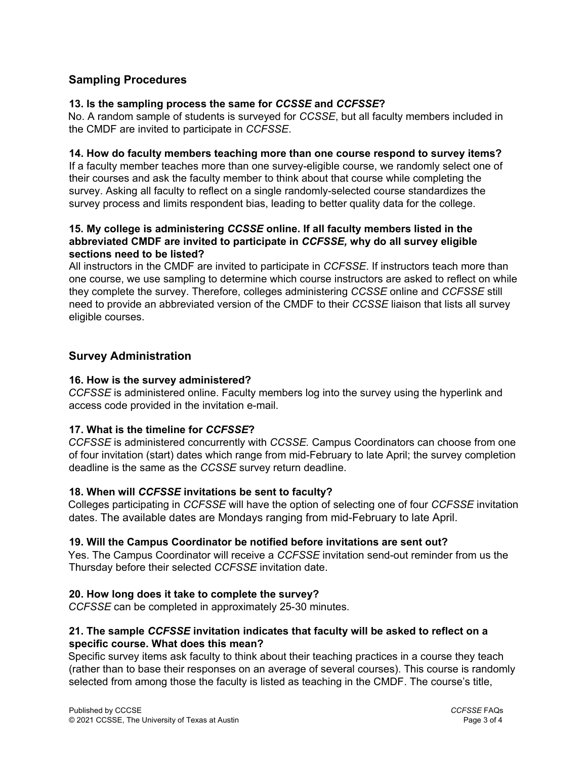## Sampling Procedures

**13. Is the sampling process the same for *CCSSE* and *CCFSSE*?**

No. A random sample of students is surveyed for *CCSSE*, but all faculty members included in the CMDF are invited to participate in *CCFSSE*.

**14. How do faculty members teaching more than one course respond to survey items?**

If a faculty member teaches more than one survey-eligible course, we randomly select one of their courses and ask the faculty member to think about that course while completing the survey. Asking all faculty to reflect on a single randomly-selected course standardizes the survey process and limits respondent bias, leading to better quality data for the college.

**15. My college is administering *CCSSE* online. If all faculty members listed in the abbreviated CMDF are invited to participate in *CCFSSE,* why do all survey eligible sections need to be listed?**

All instructors in the CMDF are invited to participate in *CCFSSE*. If instructors teach more than one course, we use sampling to determine which course instructors are asked to reflect on while they complete the survey. Therefore, colleges administering *CCSSE* online and *CCFSSE* still need to provide an abbreviated version of the CMDF to their *CCSSE* liaison that lists all survey eligible courses.

## Survey Administration

**16. How is the survey administered?**

*CCFSSE* is administered online. Faculty members log into the survey using the hyperlink and access code provided in the invitation e-mail.

**17. What is the timeline for *CCFSSE*?**

*CCFSSE* is administered concurrently with *CCSSE.* Campus Coordinators can choose from one of four invitation (start) dates which range from mid-February to late April; the survey completion deadline is the same as the *CCSSE* survey return deadline.

**18. When will *CCFSSE* invitations be sent to faculty?**

Colleges participating in *CCFSSE* will have the option of selecting one of four *CCFSSE* invitation dates. The available dates are Mondays ranging from mid-February to late April.

**19. Will the Campus Coordinator be notified before invitations are sent out?**

Yes. The Campus Coordinator will receive a *CCFSSE* invitation send-out reminder from us the Thursday before their selected *CCFSSE* invitation date.

**20. How long does it take to complete the survey?**

*CCFSSE* can be completed in approximately 25-30 minutes.

**21. The sample *CCFSSE* invitation indicates that faculty will be asked to reflect on a specific course. What does this mean?**

Specific survey items ask faculty to think about their teaching practices in a course they teach (rather than to base their responses on an average of several courses). This course is randomly selected from among those the faculty is listed as teaching in the CMDF. The course's title,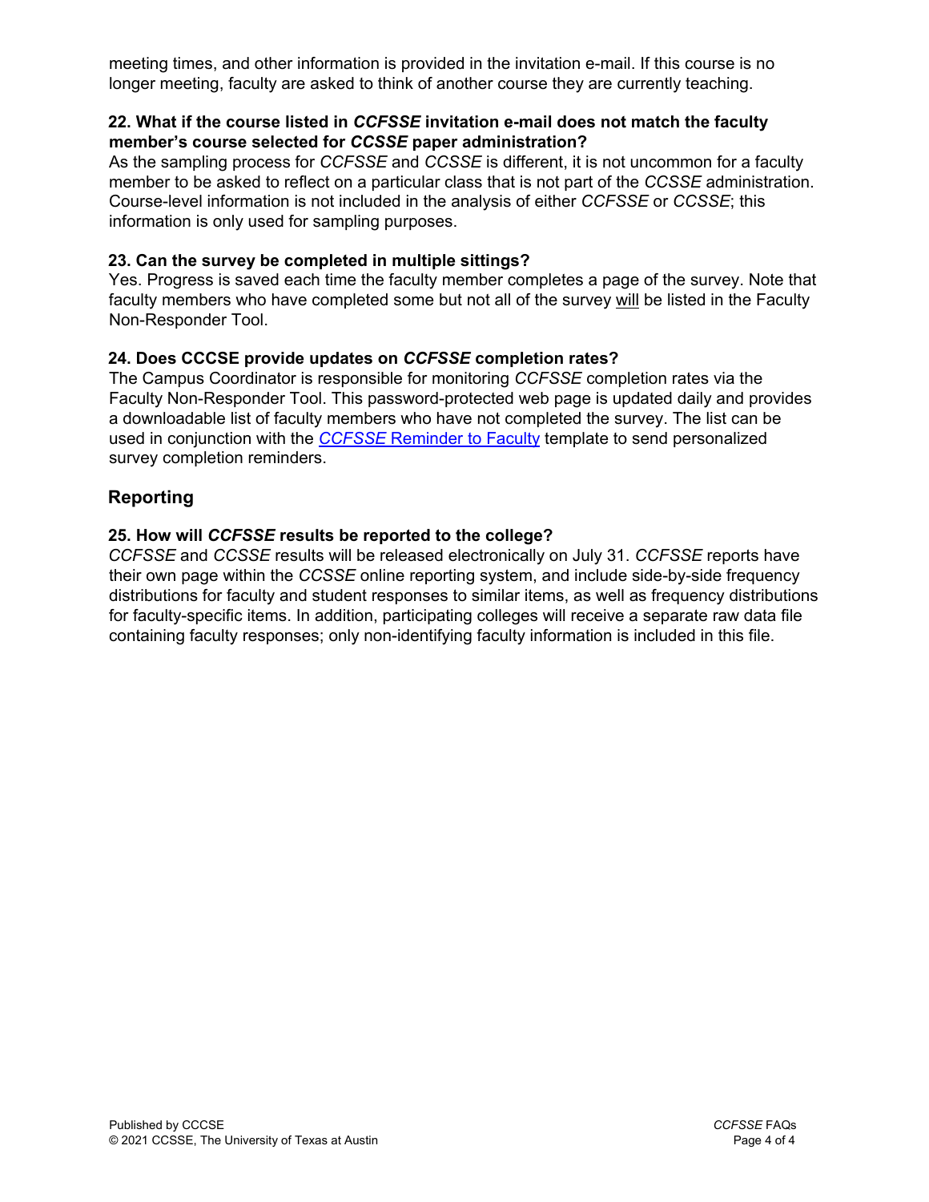meeting times, and other information is provided in the invitation e-mail. If this course is no longer meeting, faculty are asked to think of another course they are currently teaching.

### 22. What if the course listed in *CCFSSE* invitation e-mail does not match the faculty member's course selected for *CCSSE* paper administration?

As the sampling process for *CCFSSE* and *CCSSE* is different, it is not uncommon for a faculty member to be asked to reflect on a particular class that is not part of the *CCSSE* administration. Course-level information is not included in the analysis of either *CCFSSE* or *CCSSE*; this information is only used for sampling purposes.

### 23. Can the survey be completed in multiple sittings?

Yes. Progress is saved each time the faculty member completes a page of the survey. Note that faculty members who have completed some but not all of the survey will be listed in the Faculty Non-Responder Tool.

### 24. Does CCCSE provide updates on *CCFSSE* completion rates?

The Campus Coordinator is responsible for monitoring *CCFSSE* completion rates via the Faculty Non-Responder Tool. This password-protected web page is updated daily and provides a downloadable list of faculty members who have not completed the survey. The list can be used in conjunction with the *CCFSSE* Reminder to Faculty template to send personalized survey completion reminders.

## Reporting

### 25. How will *CCFSSE* results be reported to the college?

*CCFSSE* and *CCSSE* results will be released electronically on July 31. *CCFSSE* reports have their own page within the *CCSSE* online reporting system, and include side-by-side frequency distributions for faculty and student responses to similar items, as well as frequency distributions for faculty-specific items. In addition, participating colleges will receive a separate raw data file containing faculty responses; only non-identifying faculty information is included in this file.